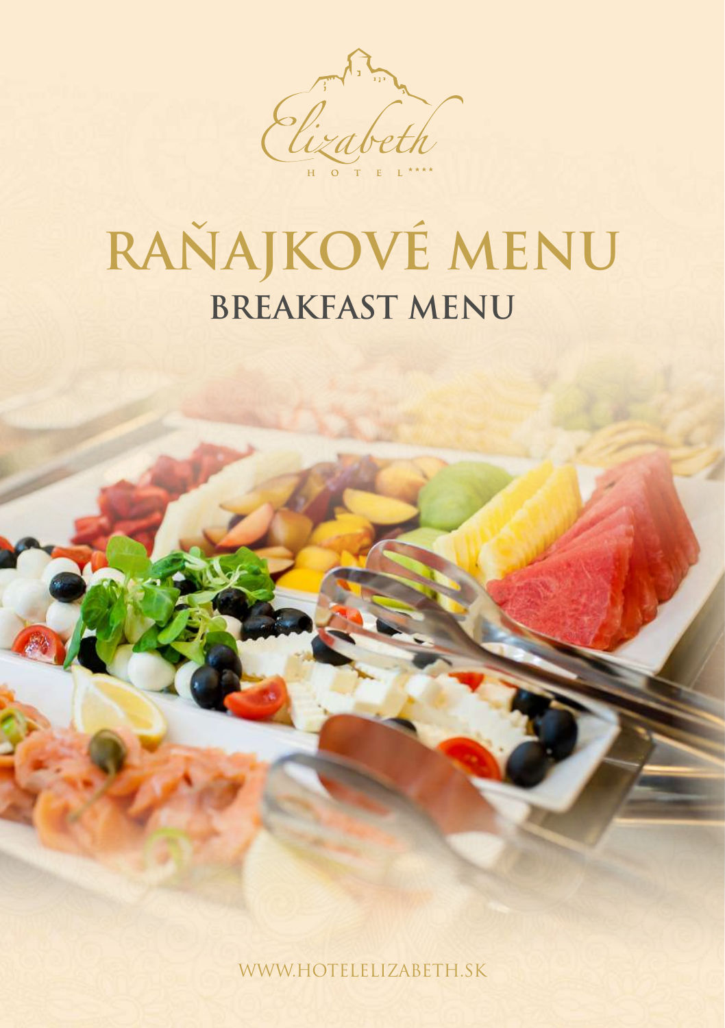Elizabeth

HOTEL****

# RAŇAJKOVÉ MENU

## BREAKFAST MENU

WWW.HOTELELIZABETH.SK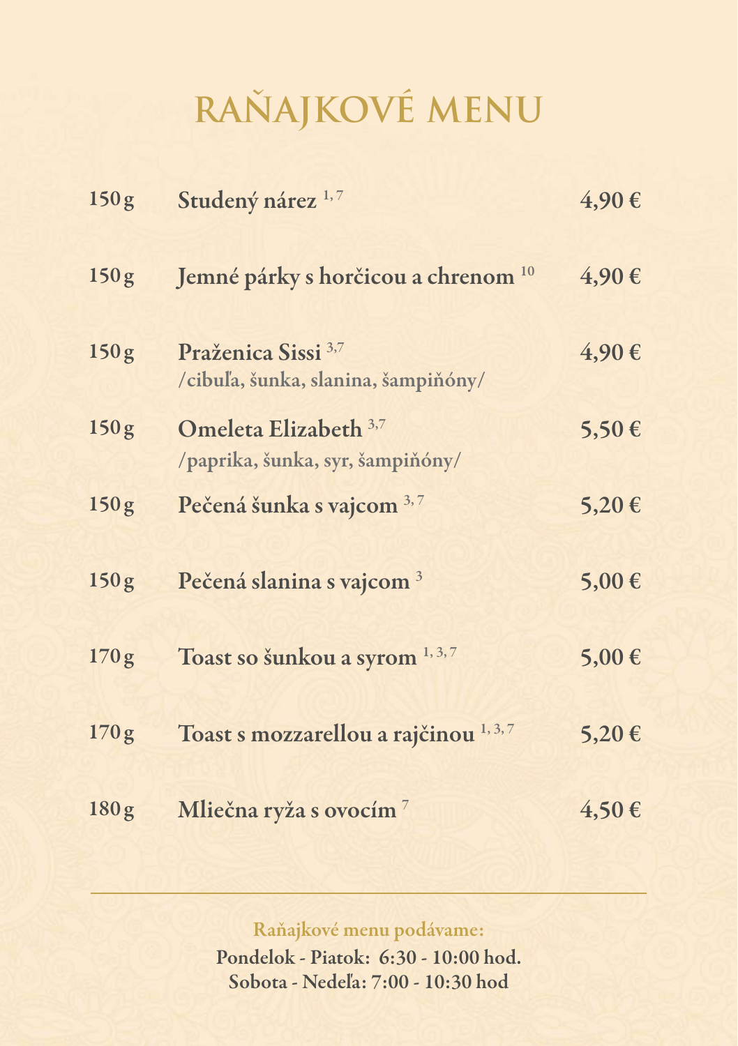# RAŇAJKOVÉ MENU

| | | |
|---|---|---|
| 150 g | **Studený nárez** [1, 7] | 4,90 € |
| 150 g | **Jemné párky s horčicou a chrenom** [10] | 4,90 € |
| 150 g | **Praženica Sissi** [3,7] /cibuľa, šunka, slanina, šampiňóny/ | 4,90 € |
| 150 g | **Omeleta Elizabeth** [3,7] /paprika, šunka, syr, šampiňóny/ | 5,50 € |
| 150 g | **Pečená šunka s vajcom** [3, 7] | 5,20 € |
| 150 g | **Pečená slanina s vajcom** [3] | 5,00 € |
| 170 g | **Toast so šunkou a syrom** [1, 3, 7] | 5,00 € |
| 170 g | **Toast s mozzarellou a rajčinou** [1, 3, 7] | 5,20 € |
| 180 g | **Mliečna ryža s ovocím** [7] | 4,50 € |

---

Raňajkové menu podávame:

**Pondelok - Piatok: 6:30 - 10:00 hod.**

**Sobota - Nedeľa: 7:00 - 10:30 hod**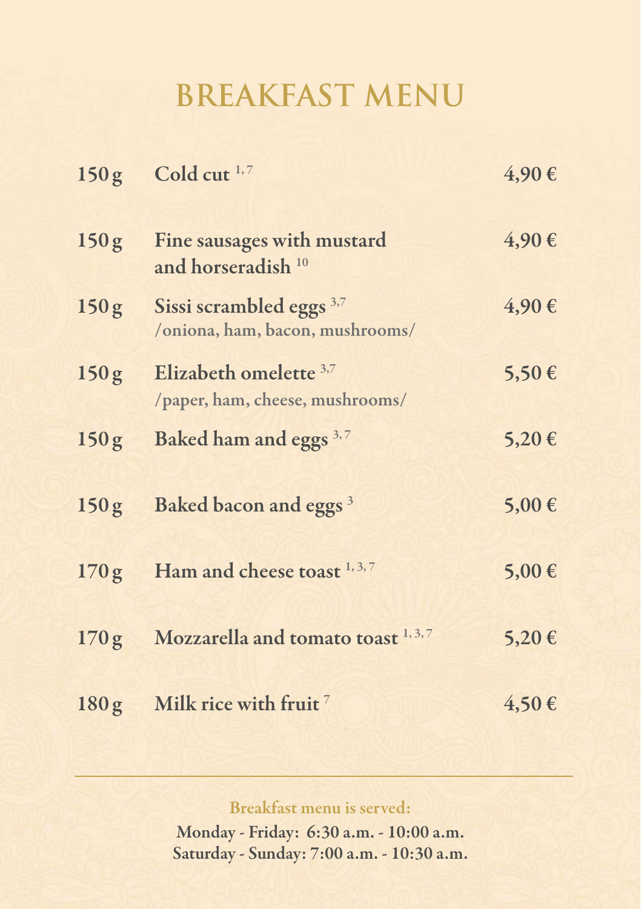# BREAKFAST MENU

| | | |
|---|---|---|
| 150 g | **Cold cut** [1, 7] | 4,90 € |
| 150 g | **Fine sausages with mustard and horseradish** [10] | 4,90 € |
| 150 g | **Sissi scrambled eggs** [3,7] /oniona, ham, bacon, mushrooms/ | 4,90 € |
| 150 g | **Elizabeth omelette** [3,7] /paper, ham, cheese, mushrooms/ | 5,50 € |
| 150 g | **Baked ham and eggs** [3, 7] | 5,20 € |
| 150 g | **Baked bacon and eggs** [3] | 5,00 € |
| 170 g | **Ham and cheese toast** [1, 3, 7] | 5,00 € |
| 170 g | **Mozzarella and tomato toast** [1, 3, 7] | 5,20 € |
| 180 g | **Milk rice with fruit** [7] | 4,50 € |

---

Breakfast menu is served:

**Monday - Friday: 6:30 a.m. - 10:00 a.m.**
**Saturday - Sunday: 7:00 a.m. - 10:30 a.m.**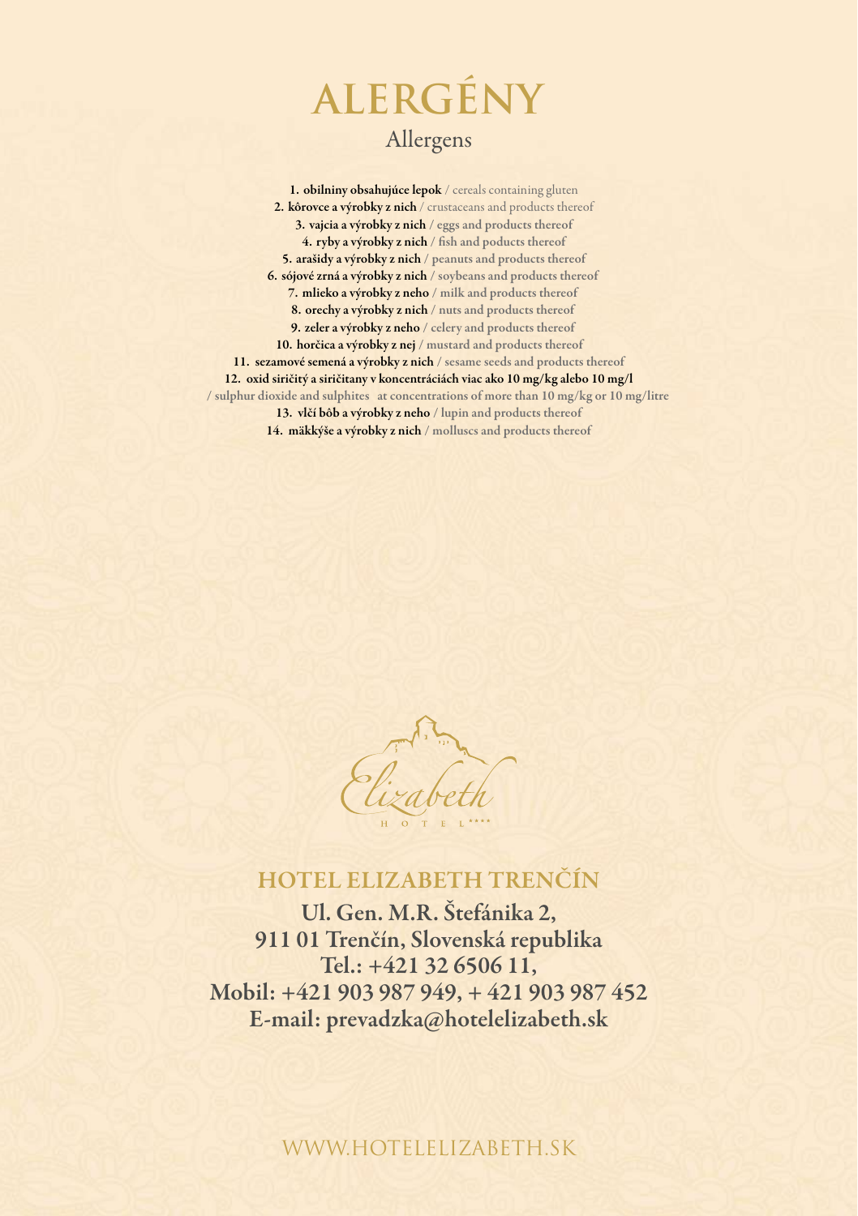# ALERGÉNY

## Allergens

1. **obilniny obsahujúce lepok** / cereals containing gluten
2. **kôrovce a výrobky z nich** / crustaceans and products thereof
3. **vajcia a výrobky z nich** / eggs and products thereof
4. **ryby a výrobky z nich** / fish and poducts thereof
5. **arašidy a výrobky z nich** / peanuts and products thereof
6. **sójové zrná a výrobky z nich** / soybeans and products thereof
7. **mlieko a výrobky z neho** / milk and products thereof
8. **orechy a výrobky z nich** / nuts and products thereof
9. **zeler a výrobky z neho** / celery and products thereof
10. **horčica a výrobky z nej** / mustard and products thereof
11. **sezamové semená a výrobky z nich** / sesame seeds and products thereof
12. **oxid siričitý a siričitany v koncentráciách viac ako 10 mg/kg alebo 10 mg/l** / sulphur dioxide and sulphites at concentrations of more than 10 mg/kg or 10 mg/litre
13. **vlčí bôb a výrobky z neho** / lupin and products thereof
14. **mäkkýše a výrobky z nich** / molluscs and products thereof

Elizabeth
HOTEL****

## HOTEL ELIZABETH TRENČÍN

**Ul. Gen. M.R. Štefánika 2,**
**911 01 Trenčín, Slovenská republika**
**Tel.: +421 32 6506 11,**
**Mobil: +421 903 987 949, + 421 903 987 452**
**E-mail: prevadzka@hotelelizabeth.sk**

WWW.HOTELELIZABETH.SK